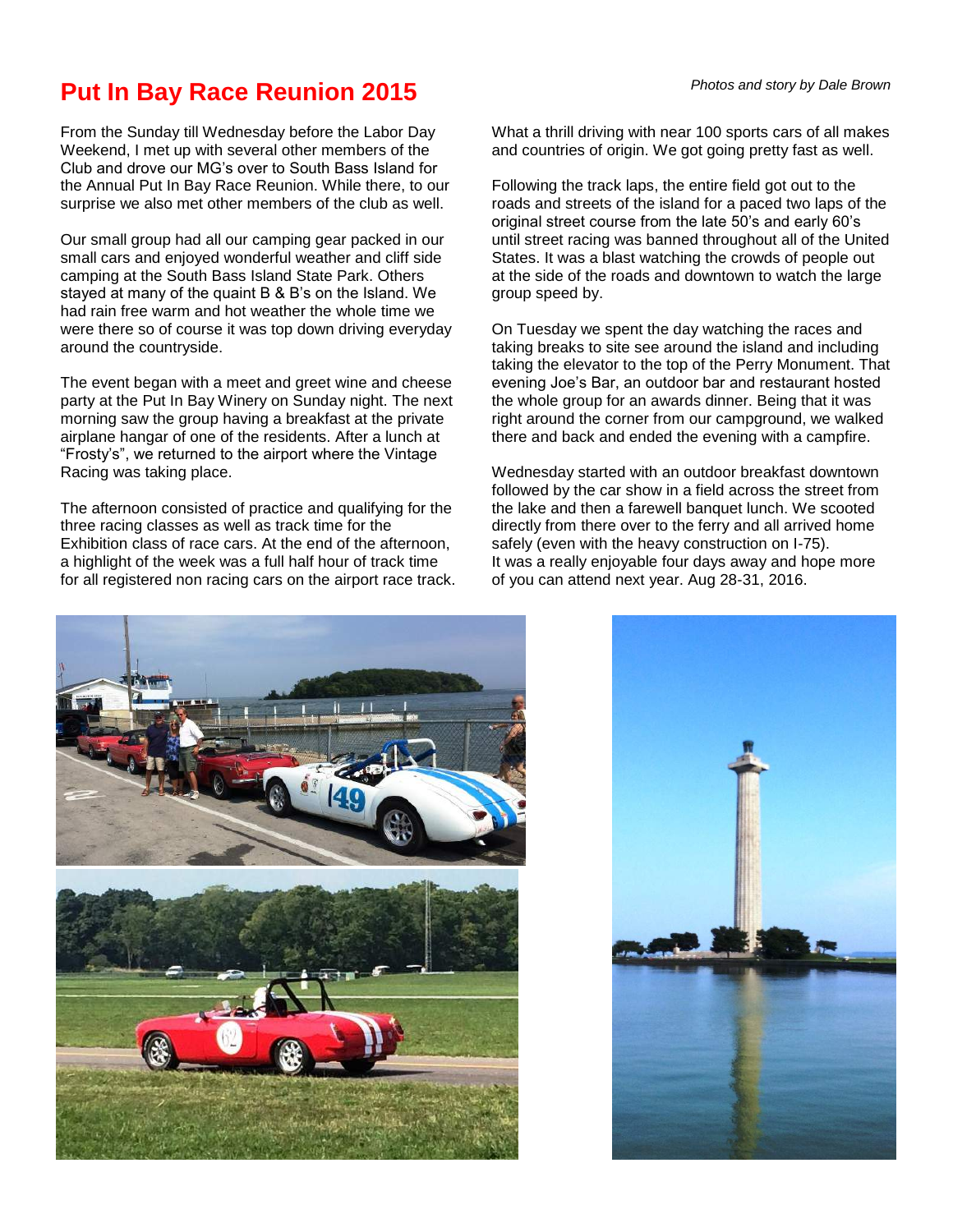# Put In Bay Race Reunion 2015

*Photos and story by Dale Brown*

From the Sunday till Wednesday before the Labor Day Weekend, I met up with several other members of the Club and drove our MG's over to South Bass Island for the Annual Put In Bay Race Reunion. While there, to our surprise we also met other members of the club as well.

Our small group had all our camping gear packed in our small cars and enjoyed wonderful weather and cliff side camping at the South Bass Island State Park. Others stayed at many of the quaint B & B's on the Island. We had rain free warm and hot weather the whole time we were there so of course it was top down driving everyday around the countryside.

The event began with a meet and greet wine and cheese party at the Put In Bay Winery on Sunday night. The next morning saw the group having a breakfast at the private airplane hangar of one of the residents. After a lunch at "Frosty's", we returned to the airport where the Vintage Racing was taking place.

The afternoon consisted of practice and qualifying for the three racing classes as well as track time for the Exhibition class of race cars. At the end of the afternoon, a highlight of the week was a full half hour of track time for all registered non racing cars on the airport race track.

What a thrill driving with near 100 sports cars of all makes and countries of origin. We got going pretty fast as well.

Following the track laps, the entire field got out to the roads and streets of the island for a paced two laps of the original street course from the late 50's and early 60's until street racing was banned throughout all of the United States. It was a blast watching the crowds of people out at the side of the roads and downtown to watch the large group speed by.

On Tuesday we spent the day watching the races and taking breaks to site see around the island and including taking the elevator to the top of the Perry Monument. That evening Joe's Bar, an outdoor bar and restaurant hosted the whole group for an awards dinner. Being that it was right around the corner from our campground, we walked there and back and ended the evening with a campfire.

Wednesday started with an outdoor breakfast downtown followed by the car show in a field across the street from the lake and then a farewell banquet lunch. We scooted directly from there over to the ferry and all arrived home safely (even with the heavy construction on I-75).
It was a really enjoyable four days away and hope more of you can attend next year. Aug 28-31, 2016.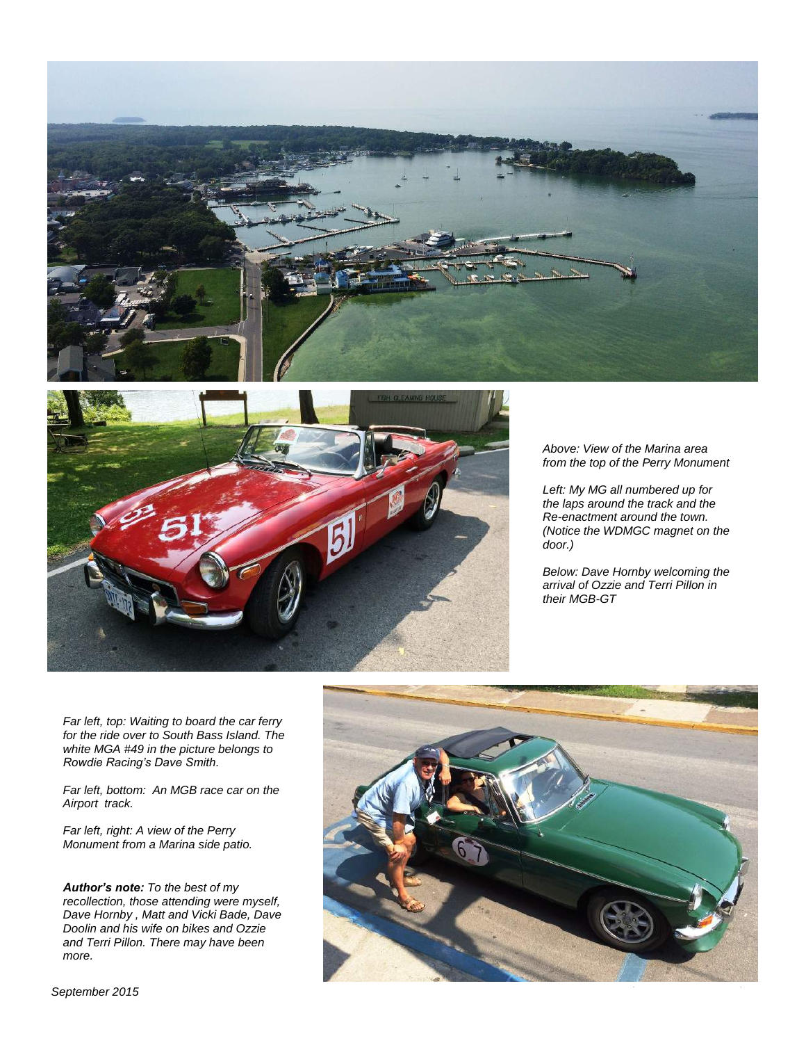*Above: View of the Marina area from the top of the Perry Monument*

*Left: My MG all numbered up for the laps around the track and the Re-enactment around the town. (Notice the WDMGC magnet on the door.)*

*Below: Dave Hornby welcoming the arrival of Ozzie and Terri Pillon in their MGB-GT*

*Far left, top: Waiting to board the car ferry for the ride over to South Bass Island. The white MGA #49 in the picture belongs to Rowdie Racing's Dave Smith.*

*Far left, bottom: An MGB race car on the Airport track.*

*Far left, right: A view of the Perry Monument from a Marina side patio.*

***Author's note:*** *To the best of my recollection, those attending were myself, Dave Hornby , Matt and Vicki Bade, Dave Doolin and his wife on bikes and Ozzie and Terri Pillon. There may have been more.*